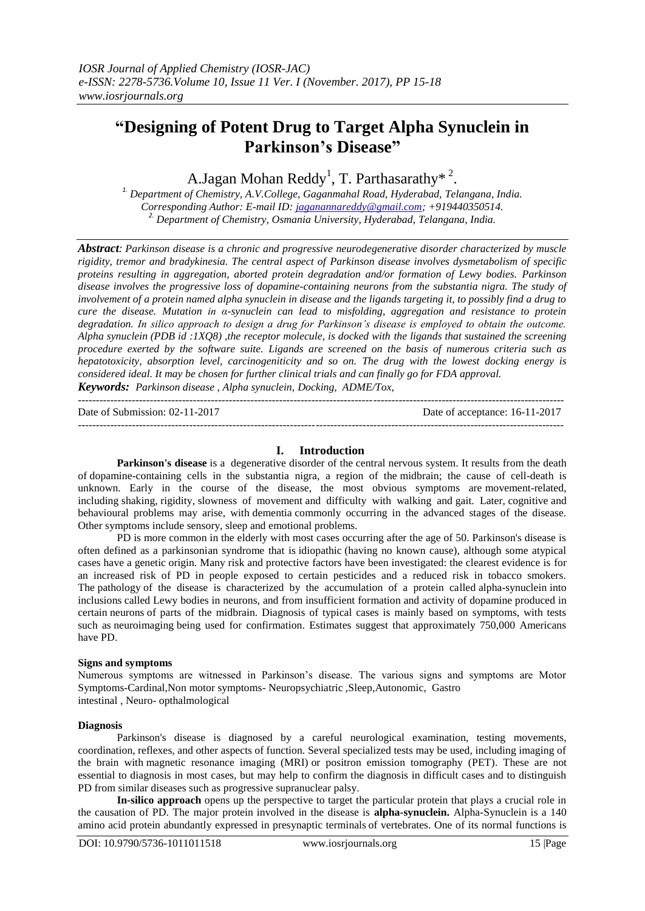# "Designing of Potent Drug to Target Alpha Synuclein in Parkinson's Disease"

A.Jagan Mohan Reddy[1], T. Parthasarathy*[2].

[1.] Department of Chemistry, A.V.College, Gaganmahal Road, Hyderabad, Telangana, India.
Corresponding Author: E-mail ID: jaganannareddy@gmail.com; +919440350514.
[2.] Department of Chemistry, Osmania University, Hyderabad, Telangana, India.

***Abstract**: Parkinson disease is a chronic and progressive neurodegenerative disorder characterized by muscle rigidity, tremor and bradykinesia. The central aspect of Parkinson disease involves dysmetabolism of specific proteins resulting in aggregation, aborted protein degradation and/or formation of Lewy bodies. Parkinson disease involves the progressive loss of dopamine-containing neurons from the substantia nigra. The study of involvement of a protein named alpha synuclein in disease and the ligands targeting it, to possibly find a drug to cure the disease. Mutation in α-synuclein can lead to misfolding, aggregation and resistance to protein degradation. In silico approach to design a drug for Parkinson's disease is employed to obtain the outcome. Alpha synuclein (PDB id :1XQ8) ,the receptor molecule, is docked with the ligands that sustained the screening procedure exerted by the software suite. Ligands are screened on the basis of numerous criteria such as hepatotoxicity, absorption level, carcinogeniticity and so on. The drug with the lowest docking energy is considered ideal. It may be chosen for further clinical trials and can finally go for FDA approval.*

***Keywords:** Parkinson disease , Alpha synuclein, Docking, ADME/Tox,*

---

Date of Submission: 02-11-2017 Date of acceptance: 16-11-2017

---

## I. Introduction

**Parkinson's disease** is a degenerative disorder of the central nervous system. It results from the death of dopamine-containing cells in the substantia nigra, a region of the midbrain; the cause of cell-death is unknown. Early in the course of the disease, the most obvious symptoms are movement-related, including shaking, rigidity, slowness of movement and difficulty with walking and gait. Later, cognitive and behavioural problems may arise, with dementia commonly occurring in the advanced stages of the disease. Other symptoms include sensory, sleep and emotional problems.

PD is more common in the elderly with most cases occurring after the age of 50. Parkinson's disease is often defined as a parkinsonian syndrome that is idiopathic (having no known cause), although some atypical cases have a genetic origin. Many risk and protective factors have been investigated: the clearest evidence is for an increased risk of PD in people exposed to certain pesticides and a reduced risk in tobacco smokers. The pathology of the disease is characterized by the accumulation of a protein called alpha-synuclein into inclusions called Lewy bodies in neurons, and from insufficient formation and activity of dopamine produced in certain neurons of parts of the midbrain. Diagnosis of typical cases is mainly based on symptoms, with tests such as neuroimaging being used for confirmation. Estimates suggest that approximately 750,000 Americans have PD.

### Signs and symptoms

Numerous symptoms are witnessed in Parkinson's disease. The various signs and symptoms are Motor Symptoms-Cardinal,Non motor symptoms- Neuropsychiatric ,Sleep,Autonomic, Gastro intestinal , Neuro- opthalmological

### Diagnosis

Parkinson's disease is diagnosed by a careful neurological examination, testing movements, coordination, reflexes, and other aspects of function. Several specialized tests may be used, including imaging of the brain with magnetic resonance imaging (MRI) or positron emission tomography (PET). These are not essential to diagnosis in most cases, but may help to confirm the diagnosis in difficult cases and to distinguish PD from similar diseases such as progressive supranuclear palsy.

**In-silico approach** opens up the perspective to target the particular protein that plays a crucial role in the causation of PD. The major protein involved in the disease is **alpha-synuclein.** Alpha-Synuclein is a 140 amino acid protein abundantly expressed in presynaptic terminals of vertebrates. One of its normal functions is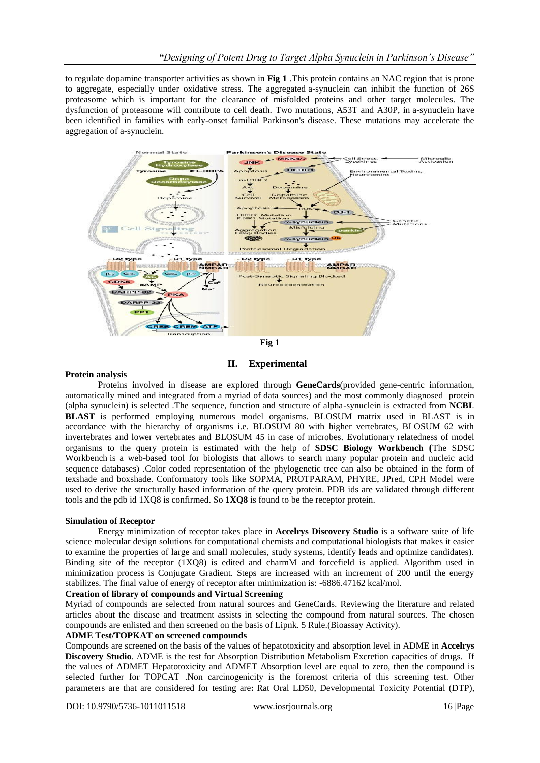to regulate dopamine transporter activities as shown in **Fig 1** .This protein contains an NAC region that is prone to aggregate, especially under oxidative stress. The aggregated a-synuclein can inhibit the function of 26S proteasome which is important for the clearance of misfolded proteins and other target molecules. The dysfunction of proteasome will contribute to cell death. Two mutations, A53T and A30P, in a-synuclein have been identified in families with early-onset familial Parkinson's disease. These mutations may accelerate the aggregation of a-synuclein.

**Fig 1**

## II. Experimental

**Protein analysis**

Proteins involved in disease are explored through **GeneCards**(provided gene-centric information, automatically mined and integrated from a myriad of data sources) and the most commonly diagnosed protein (alpha synuclein) is selected .The sequence, function and structure of alpha-synuclein is extracted from **NCBI**. **BLAST** is performed employing numerous model organisms. BLOSUM matrix used in BLAST is in accordance with the hierarchy of organisms i.e. BLOSUM 80 with higher vertebrates, BLOSUM 62 with invertebrates and lower vertebrates and BLOSUM 45 in case of microbes. Evolutionary relatedness of model organisms to the query protein is estimated with the help of **SDSC Biology Workbench (**The SDSC Workbench is a web-based tool for biologists that allows to search many popular protein and nucleic acid sequence databases) .Color coded representation of the phylogenetic tree can also be obtained in the form of texshade and boxshade. Conformatory tools like SOPMA, PROTPARAM, PHYRE, JPred, CPH Model were used to derive the structurally based information of the query protein. PDB ids are validated through different tools and the pdb id 1XQ8 is confirmed. So **1XQ8** is found to be the receptor protein.

**Simulation of Receptor**

Energy minimization of receptor takes place in **Accelrys Discovery Studio** is a software suite of life science molecular design solutions for computational chemists and computational biologists that makes it easier to examine the properties of large and small molecules, study systems, identify leads and optimize candidates). Binding site of the receptor (1XQ8) is edited and charmM and forcefield is applied. Algorithm used in minimization process is Conjugate Gradient. Steps are increased with an increment of 200 until the energy stabilizes. The final value of energy of receptor after minimization is: -6886.47162 kcal/mol.

**Creation of library of compounds and Virtual Screening**

Myriad of compounds are selected from natural sources and GeneCards. Reviewing the literature and related articles about the disease and treatment assists in selecting the compound from natural sources. The chosen compounds are enlisted and then screened on the basis of Lipnk. 5 Rule.(Bioassay Activity).

**ADME Test/TOPKAT on screened compounds**

Compounds are screened on the basis of the values of hepatotoxicity and absorption level in ADME in **Accelrys Discovery Studio**. ADME is the test for Absorption Distribution Metabolism Excretion capacities of drugs. If the values of ADMET Hepatotoxicity and ADMET Absorption level are equal to zero, then the compound is selected further for TOPCAT .Non carcinogenicity is the foremost criteria of this screening test. Other parameters are that are considered for testing are**:** Rat Oral LD50, Developmental Toxicity Potential (DTP),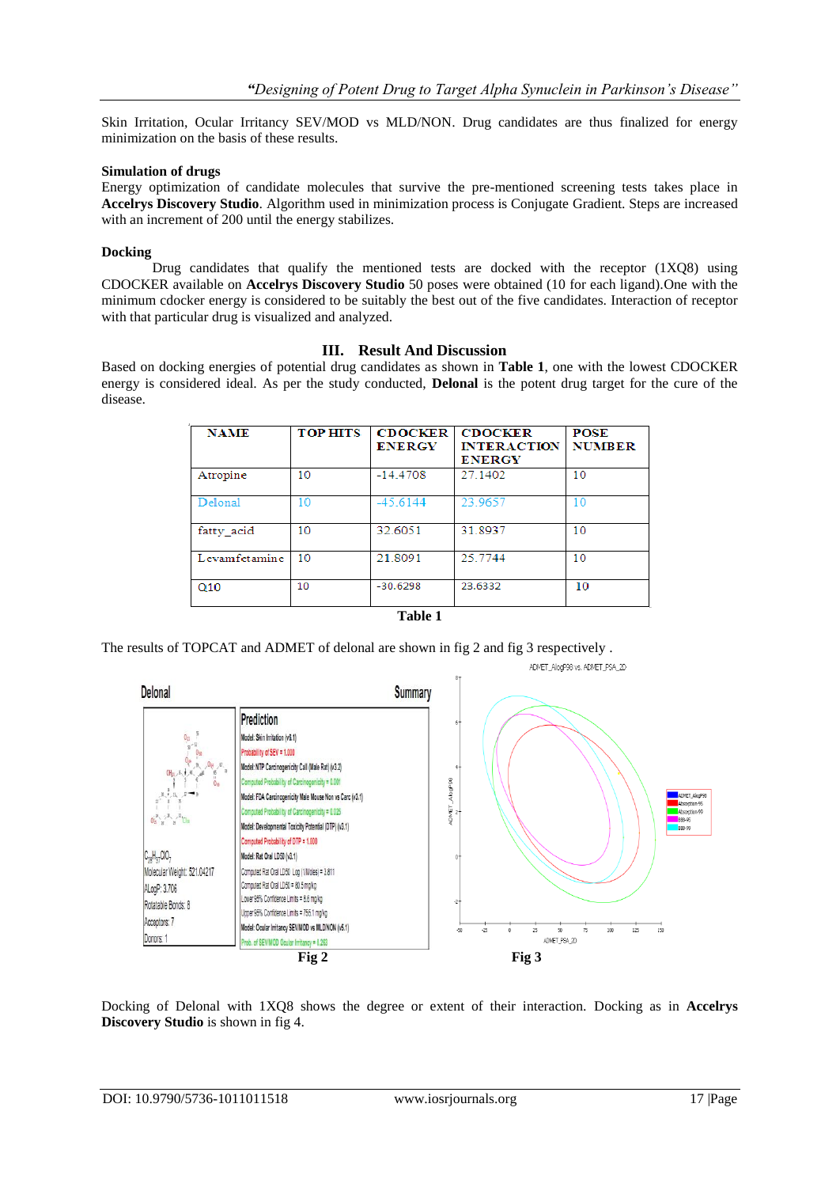Skin Irritation, Ocular Irritancy SEV/MOD vs MLD/NON. Drug candidates are thus finalized for energy minimization on the basis of these results.

**Simulation of drugs**

Energy optimization of candidate molecules that survive the pre-mentioned screening tests takes place in **Accelrys Discovery Studio**. Algorithm used in minimization process is Conjugate Gradient. Steps are increased with an increment of 200 until the energy stabilizes.

**Docking**

Drug candidates that qualify the mentioned tests are docked with the receptor (1XQ8) using CDOCKER available on **Accelrys Discovery Studio** 50 poses were obtained (10 for each ligand).One with the minimum cdocker energy is considered to be suitably the best out of the five candidates. Interaction of receptor with that particular drug is visualized and analyzed.

## III. Result And Discussion

Based on docking energies of potential drug candidates as shown in **Table 1**, one with the lowest CDOCKER energy is considered ideal. As per the study conducted, **Delonal** is the potent drug target for the cure of the disease.

| NAME | TOP HITS | CDOCKER ENERGY | CDOCKER INTERACTION ENERGY | POSE NUMBER |
|---|---|---|---|---|
| Atropine | 10 | -14.4708 | 27.1402 | 10 |
| Delonal | 10 | -45.6144 | 23.9657 | 10 |
| fatty_acid | 10 | 32.6051 | 31.8937 | 10 |
| Levamfetamine | 10 | 21.8091 | 25.7744 | 10 |
| Q10 | 10 | -30.6298 | 23.6332 | 10 |

**Table 1**

The results of TOPCAT and ADMET of delonal are shown in fig 2 and fig 3 respectively .

**Fig 2** **Fig 3**

Docking of Delonal with 1XQ8 shows the degree or extent of their interaction. Docking as in **Accelrys Discovery Studio** is shown in fig 4.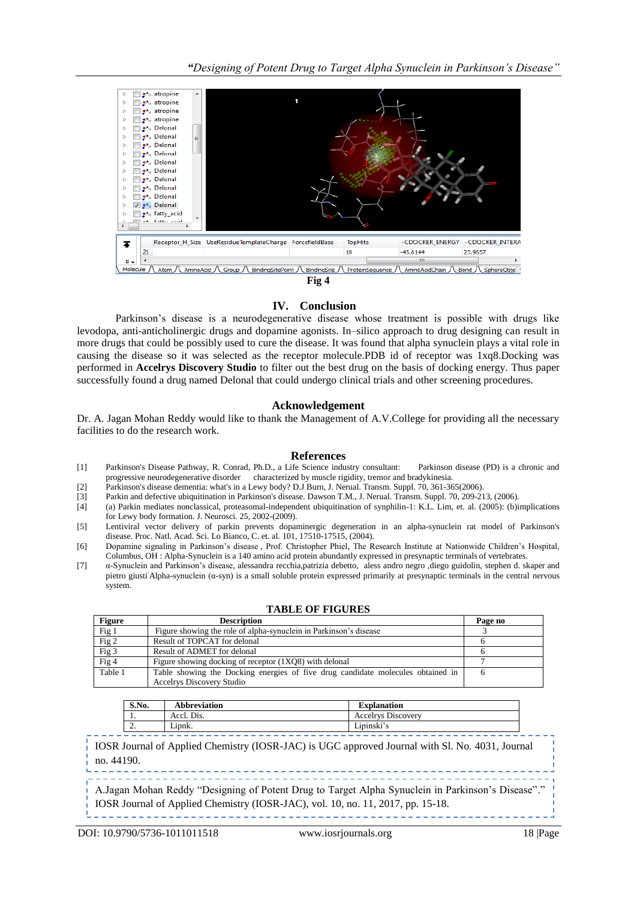Fig 4

## IV. Conclusion

Parkinson's disease is a neurodegenerative disease whose treatment is possible with drugs like levodopa, anti-anticholinergic drugs and dopamine agonists. In–silico approach to drug designing can result in more drugs that could be possibly used to cure the disease. It was found that alpha synuclein plays a vital role in causing the disease so it was selected as the receptor molecule.PDB id of receptor was 1xq8.Docking was performed in **Accelrys Discovery Studio** to filter out the best drug on the basis of docking energy. Thus paper successfully found a drug named Delonal that could undergo clinical trials and other screening procedures.

## Acknowledgement

Dr. A. Jagan Mohan Reddy would like to thank the Management of A.V.College for providing all the necessary facilities to do the research work.

## References

[1] Parkinson's Disease Pathway, R. Conrad, Ph.D., a Life Science industry consultant: Parkinson disease (PD) is a chronic and progressive neurodegenerative disorder characterized by muscle rigidity, tremor and bradykinesia.

[2] Parkinson's disease dementia: what's in a Lewy body? D.J Burn, J. Nerual. Transm. Suppl. 70, 361-365(2006).

[3] Parkin and defective ubiquitination in Parkinson's disease. Dawson T.M., J. Nerual. Transm. Suppl. 70, 209-213, (2006).

[4] (a) Parkin mediates nonclassical, proteasomal-independent ubiquitination of synphilin-1: K.L. Lim, et. al. (2005): (b)implications for Lewy body formation. J. Neurosci. 25, 2002-(2009).

[5] Lentiviral vector delivery of parkin prevents dopaminergic degeneration in an alpha-synuclein rat model of Parkinson's disease. Proc. Natl. Acad. Sci. Lo Bianco, C. et. al. 101, 17510-17515, (2004).

[6] Dopamine signaling in Parkinson's disease , Prof. Christopher Phiel, The Research Institute at Nationwide Children's Hospital, Columbus, OH : Alpha-Synuclein is a 140 amino acid protein abundantly expressed in presynaptic terminals of vertebrates.

[7] α-Synuclein and Parkinson's disease, alessandra recchia,patrizia debetto, aless andro negro ,diego guidolin, stephen d. skaper and pietro giusti Alpha-synuclein (α-syn) is a small soluble protein expressed primarily at presynaptic terminals in the central nervous system.

## TABLE OF FIGURES

| Figure | Description | Page no |
|---|---|---|
| Fig 1 | Figure showing the role of alpha-synuclein in Parkinson's disease | 3 |
| Fig 2 | Result of TOPCAT for delonal | 6 |
| Fig 3 | Result of ADMET for delonal | 6 |
| Fig 4 | Figure showing docking of receptor (1XQ8) with delonal | 7 |
| Table 1 | Table showing the Docking energies of five drug candidate molecules obtained in Accelrys Discovery Studio | 6 |

| S.No. | Abbreviation | Explanation |
|---|---|---|
| 1. | Accl. Dis. | Accelrys Discovery |
| 2. | Lipnk. | Lipinski's |

IOSR Journal of Applied Chemistry (IOSR-JAC) is UGC approved Journal with Sl. No. 4031, Journal no. 44190.

A.Jagan Mohan Reddy "Designing of Potent Drug to Target Alpha Synuclein in Parkinson's Disease"." IOSR Journal of Applied Chemistry (IOSR-JAC), vol. 10, no. 11, 2017, pp. 15-18.